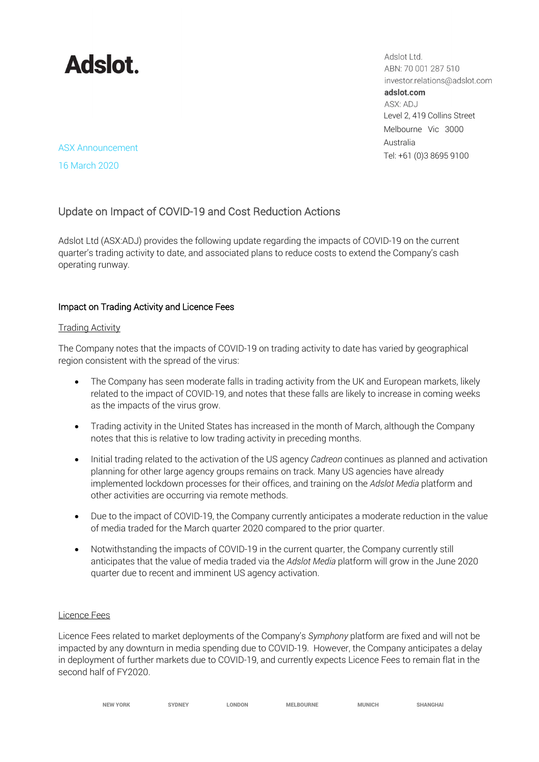# Adslot.

Adslot Ltd.
ABN: 70 001 287 510
investor.relations@adslot.com
**adslot.com**
ASX: ADJ
Level 2, 419 Collins Street
Melbourne Vic 3000
Australia
Tel: +61 (0)3 8695 9100

ASX Announcement

16 March 2020

## Update on Impact of COVID-19 and Cost Reduction Actions

Adslot Ltd (ASX:ADJ) provides the following update regarding the impacts of COVID-19 on the current quarter's trading activity to date, and associated plans to reduce costs to extend the Company's cash operating runway.

### Impact on Trading Activity and Licence Fees

#### Trading Activity

The Company notes that the impacts of COVID-19 on trading activity to date has varied by geographical region consistent with the spread of the virus:

- The Company has seen moderate falls in trading activity from the UK and European markets, likely related to the impact of COVID-19, and notes that these falls are likely to increase in coming weeks as the impacts of the virus grow.
- Trading activity in the United States has increased in the month of March, although the Company notes that this is relative to low trading activity in preceding months.
- Initial trading related to the activation of the US agency *Cadreon* continues as planned and activation planning for other large agency groups remains on track. Many US agencies have already implemented lockdown processes for their offices, and training on the *Adslot Media* platform and other activities are occurring via remote methods.
- Due to the impact of COVID-19, the Company currently anticipates a moderate reduction in the value of media traded for the March quarter 2020 compared to the prior quarter.
- Notwithstanding the impacts of COVID-19 in the current quarter, the Company currently still anticipates that the value of media traded via the *Adslot Media* platform will grow in the June 2020 quarter due to recent and imminent US agency activation.

#### Licence Fees

Licence Fees related to market deployments of the Company's *Symphony* platform are fixed and will not be impacted by any downturn in media spending due to COVID-19. However, the Company anticipates a delay in deployment of further markets due to COVID-19, and currently expects Licence Fees to remain flat in the second half of FY2020.

NEW YORK SYDNEY LONDON MELBOURNE MUNICH SHANGHAI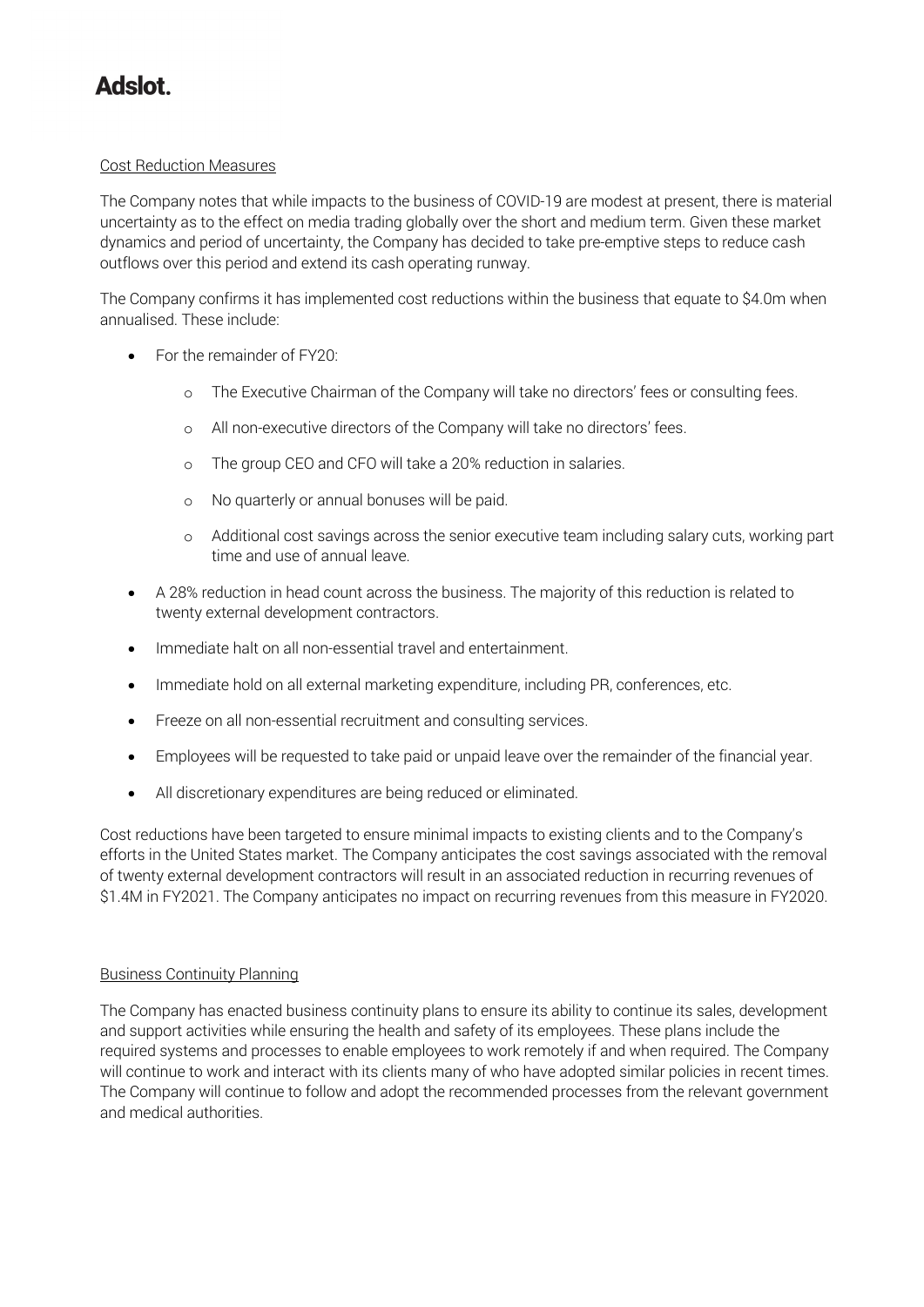<u>Cost Reduction Measures</u>

The Company notes that while impacts to the business of COVID-19 are modest at present, there is material uncertainty as to the effect on media trading globally over the short and medium term. Given these market dynamics and period of uncertainty, the Company has decided to take pre-emptive steps to reduce cash outflows over this period and extend its cash operating runway.

The Company confirms it has implemented cost reductions within the business that equate to $4.0m when annualised. These include:

- For the remainder of FY20:
  - The Executive Chairman of the Company will take no directors' fees or consulting fees.
  - All non-executive directors of the Company will take no directors' fees.
  - The group CEO and CFO will take a 20% reduction in salaries.
  - No quarterly or annual bonuses will be paid.
  - Additional cost savings across the senior executive team including salary cuts, working part time and use of annual leave.
- A 28% reduction in head count across the business. The majority of this reduction is related to twenty external development contractors.
- Immediate halt on all non-essential travel and entertainment.
- Immediate hold on all external marketing expenditure, including PR, conferences, etc.
- Freeze on all non-essential recruitment and consulting services.
- Employees will be requested to take paid or unpaid leave over the remainder of the financial year.
- All discretionary expenditures are being reduced or eliminated.

Cost reductions have been targeted to ensure minimal impacts to existing clients and to the Company's efforts in the United States market. The Company anticipates the cost savings associated with the removal of twenty external development contractors will result in an associated reduction in recurring revenues of $1.4M in FY2021. The Company anticipates no impact on recurring revenues from this measure in FY2020.

<u>Business Continuity Planning</u>

The Company has enacted business continuity plans to ensure its ability to continue its sales, development and support activities while ensuring the health and safety of its employees. These plans include the required systems and processes to enable employees to work remotely if and when required. The Company will continue to work and interact with its clients many of who have adopted similar policies in recent times. The Company will continue to follow and adopt the recommended processes from the relevant government and medical authorities.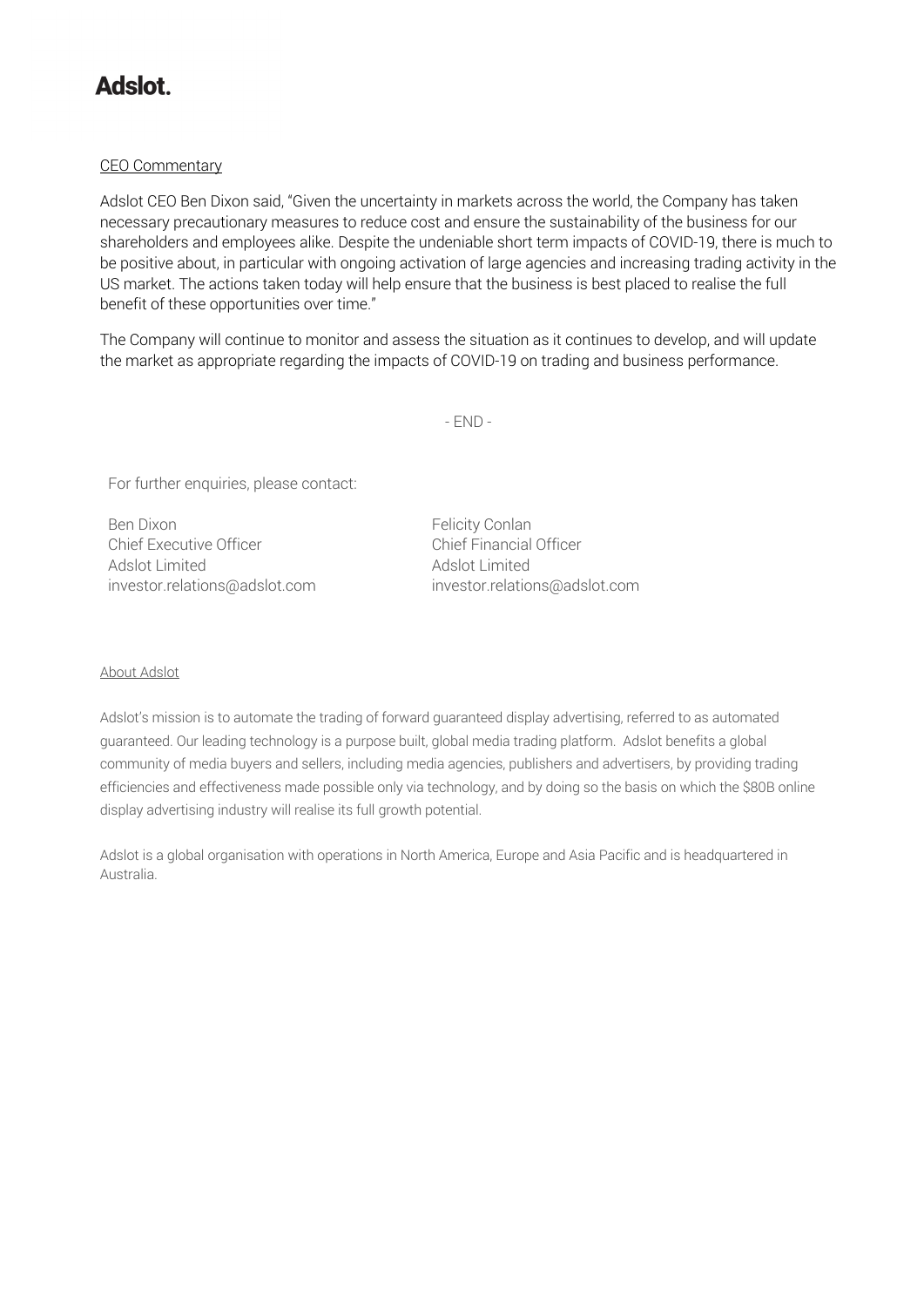Adslot.

CEO Commentary

Adslot CEO Ben Dixon said, "Given the uncertainty in markets across the world, the Company has taken necessary precautionary measures to reduce cost and ensure the sustainability of the business for our shareholders and employees alike. Despite the undeniable short term impacts of COVID-19, there is much to be positive about, in particular with ongoing activation of large agencies and increasing trading activity in the US market. The actions taken today will help ensure that the business is best placed to realise the full benefit of these opportunities over time."

The Company will continue to monitor and assess the situation as it continues to develop, and will update the market as appropriate regarding the impacts of COVID-19 on trading and business performance.

- END -

For further enquiries, please contact:

Ben Dixon
Chief Executive Officer
Adslot Limited
investor.relations@adslot.com

Felicity Conlan
Chief Financial Officer
Adslot Limited
investor.relations@adslot.com

About Adslot

Adslot's mission is to automate the trading of forward guaranteed display advertising, referred to as automated guaranteed. Our leading technology is a purpose built, global media trading platform. Adslot benefits a global community of media buyers and sellers, including media agencies, publishers and advertisers, by providing trading efficiencies and effectiveness made possible only via technology, and by doing so the basis on which the $80B online display advertising industry will realise its full growth potential.

Adslot is a global organisation with operations in North America, Europe and Asia Pacific and is headquartered in Australia.